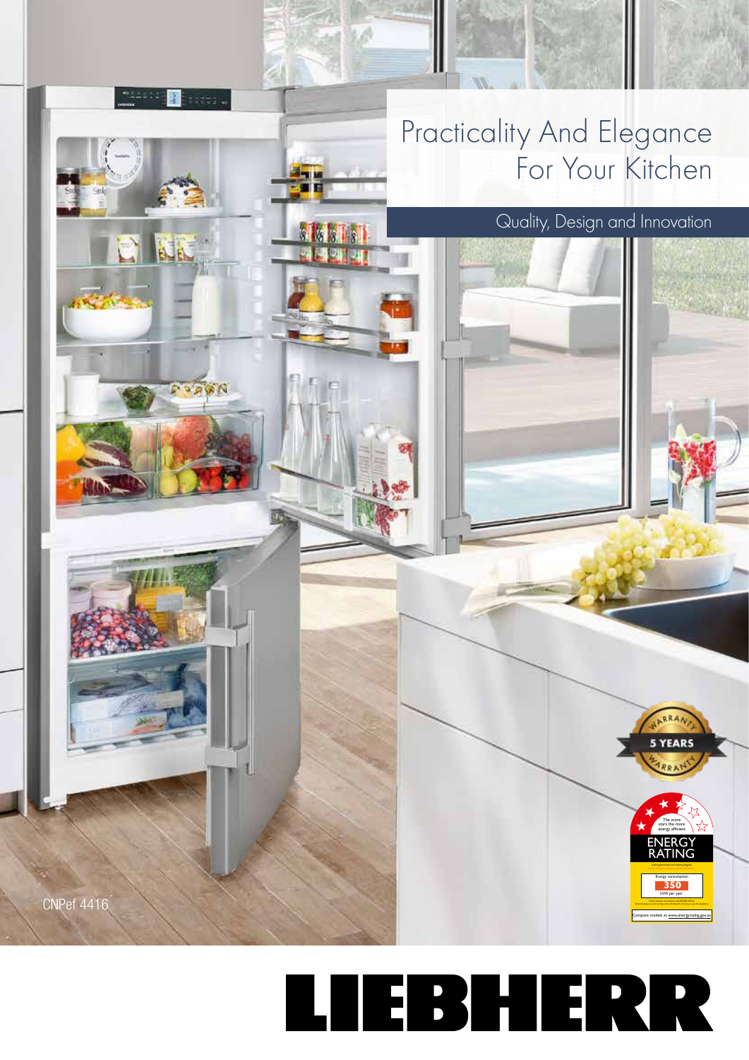# Practicality And Elegance For Your Kitchen

## Quality, Design and Innovation

5 YEARS WARRANTY

The more stars the more energy efficient

ENERGY RATING

Energy consumption

350

kWh per year

Compare models at www.energyrating.gov.au

CNPef 4416

LIEBHERR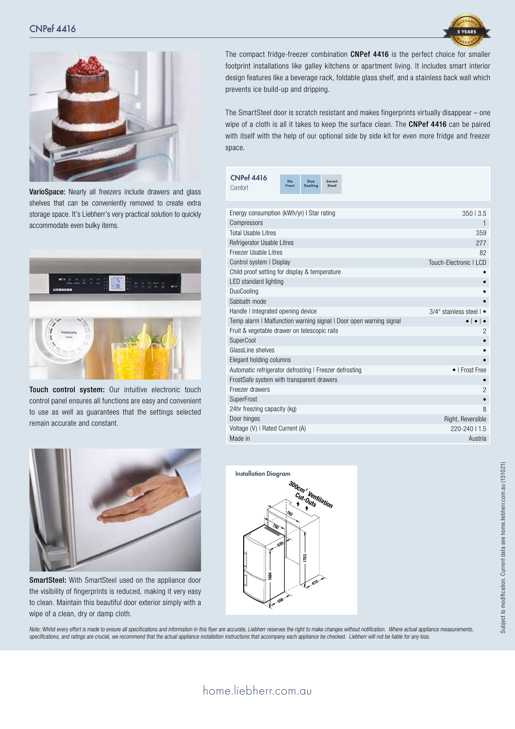# CNPef 4416

The compact fridge-freezer combination **CNPef 4416** is the perfect choice for smaller footprint installations like galley kitchens or apartment living. It includes smart interior design features like a beverage rack, foldable glass shelf, and a stainless back wall which prevents ice build-up and dripping.

The SmartSteel door is scratch resistant and makes fingerprints virtually disappear – one wipe of a cloth is all it takes to keep the surface clean. The **CNPef 4416** can be paired with itself with the help of our optional side by side kit for even more fridge and freezer space.

**VarioSpace:** Nearly all freezers include drawers and glass shelves that can be conveniently removed to create extra storage space. It's Liebherr's very practical solution to quickly accommodate even bulky items.

**Touch control system:** Our intuitive electronic touch control panel ensures all functions are easy and convenient to use as well as guarantees that the settings selected remain accurate and constant.

**SmartSteel:** With SmartSteel used on the appliance door the visibility of fingerprints is reduced, making it very easy to clean. Maintain this beautiful door exterior simply with a wipe of a clean, dry or damp cloth.

**CNPef 4416**
Comfort

No Frost | Duo Cooling | Smart Steel

| | |
|---|---|
| Energy consumption (kWh/yr) I Star rating | 350 I 3.5 |
| Compressors | 1 |
| Total Usable Litres | 359 |
| Refrigerator Usable Litres | 277 |
| Freezer Usable Litres | 82 |
| Control system I Display | Touch-Electronic I LCD |
| Child proof setting for display & temperature | • |
| LED standard lighting | • |
| DuoCooling | • |
| Sabbath mode | • |
| Handle I Integrated opening device | 3/4" stainless steel I • |
| Temp alarm I Malfunction warning signal I Door open warning signal | • I • I • |
| Fruit & vegetable drawer on telescopic rails | 2 |
| SuperCool | • |
| GlassLine shelves | • |
| Elegant holding columns | • |
| Automatic refrigerator defrosting I Freezer defrosting | • I Frost Free |
| FrostSafe system with transparent drawers | • |
| Freezer drawers | 2 |
| SuperFrost | • |
| 24hr freezing capacity (kg) | 8 |
| Door hinges | Right, Reversible |
| Voltage (V) I Rated Current (A) | 220-240 I 1.5 |
| Made in | Austria |

**Installation Diagram**

300cm² Ventilation Cut-Outs
762
750
630
1702
1684
610
596

*Note: Whilst every effort is made to ensure all specifications and information in this flyer are accurate, Liebherr reserves the right to make changes without notification. Where actual appliance measurements, specifications, and ratings are crucial, we recommend that the actual appliance installation instructions that accompany each appliance be checked. Liebherr will not be liable for any loss.*

Subject to modification. Current data see home.liebherr.com.au (151021)

home.liebherr.com.au